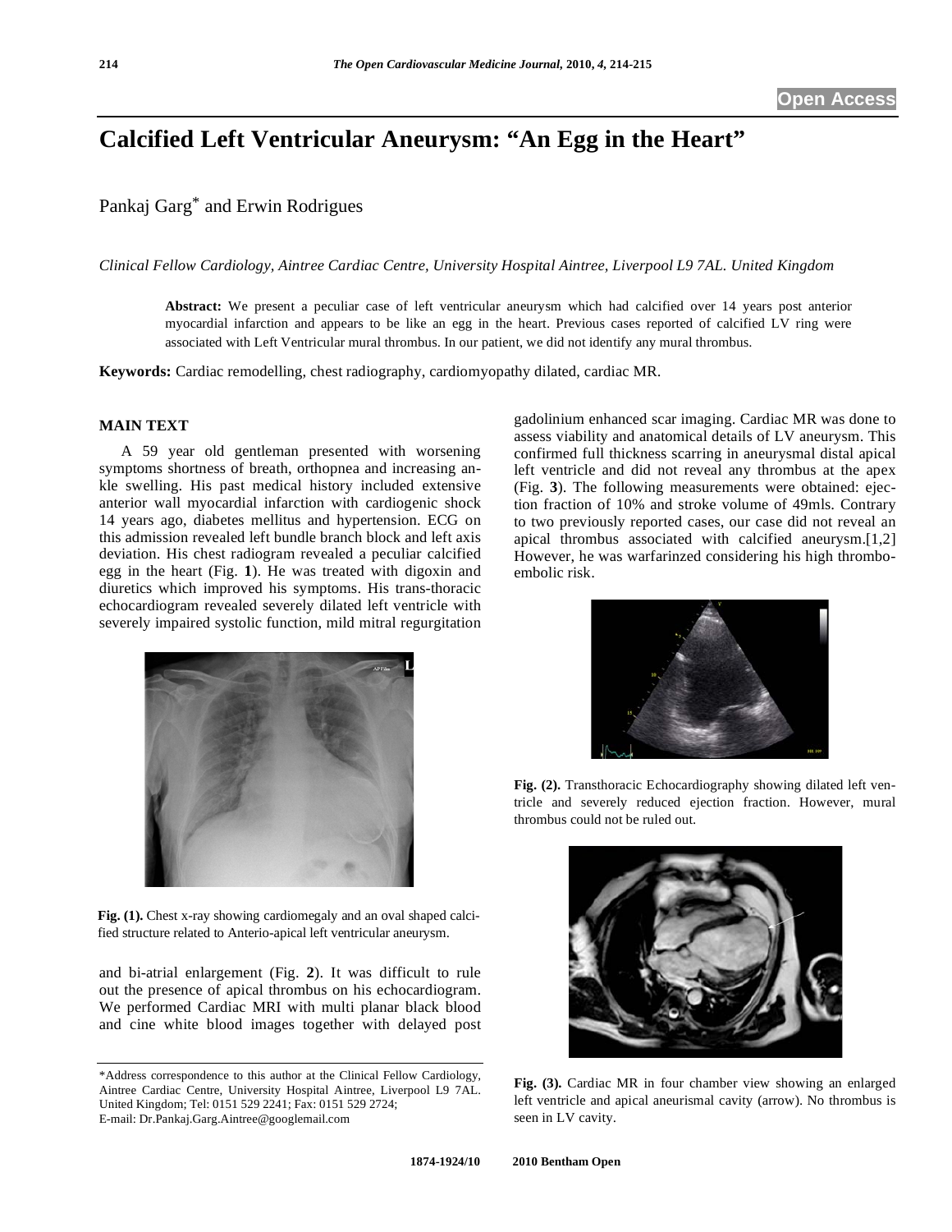Open Access

# Calcified Left Ventricular Aneurysm: "An Egg in the Heart"

Pankaj Garg* and Erwin Rodrigues

*Clinical Fellow Cardiology, Aintree Cardiac Centre, University Hospital Aintree, Liverpool L9 7AL. United Kingdom*

**Abstract:** We present a peculiar case of left ventricular aneurysm which had calcified over 14 years post anterior myocardial infarction and appears to be like an egg in the heart. Previous cases reported of calcified LV ring were associated with Left Ventricular mural thrombus. In our patient, we did not identify any mural thrombus.

**Keywords:** Cardiac remodelling, chest radiography, cardiomyopathy dilated, cardiac MR.

## MAIN TEXT

A 59 year old gentleman presented with worsening symptoms shortness of breath, orthopnea and increasing ankle swelling. His past medical history included extensive anterior wall myocardial infarction with cardiogenic shock 14 years ago, diabetes mellitus and hypertension. ECG on this admission revealed left bundle branch block and left axis deviation. His chest radiogram revealed a peculiar calcified egg in the heart (Fig. **1**). He was treated with digoxin and diuretics which improved his symptoms. His trans-thoracic echocardiogram revealed severely dilated left ventricle with severely impaired systolic function, mild mitral regurgitation and bi-atrial enlargement (Fig. **2**). It was difficult to rule out the presence of apical thrombus on his echocardiogram. We performed Cardiac MRI with multi planar black blood and cine white blood images together with delayed post gadolinium enhanced scar imaging. Cardiac MR was done to assess viability and anatomical details of LV aneurysm. This confirmed full thickness scarring in aneurysmal distal apical left ventricle and did not reveal any thrombus at the apex (Fig. **3**). The following measurements were obtained: ejection fraction of 10% and stroke volume of 49mls. Contrary to two previously reported cases, our case did not reveal an apical thrombus associated with calcified aneurysm.[1,2] However, he was warfarinized considering his high thromboembolic risk.

**Fig. (1).** Chest x-ray showing cardiomegaly and an oval shaped calcified structure related to Anterio-apical left ventricular aneurysm.

**Fig. (2).** Transthoracic Echocardiography showing dilated left ventricle and severely reduced ejection fraction. However, mural thrombus could not be ruled out.

**Fig. (3).** Cardiac MR in four chamber view showing an enlarged left ventricle and apical aneurismal cavity (arrow). No thrombus is seen in LV cavity.

*Address correspondence to this author at the Clinical Fellow Cardiology, Aintree Cardiac Centre, University Hospital Aintree, Liverpool L9 7AL. United Kingdom; Tel: 0151 529 2241; Fax: 0151 529 2724; E-mail: Dr.Pankaj.Garg.Aintree@googlemail.com

1874-1924/10 2010 Bentham Open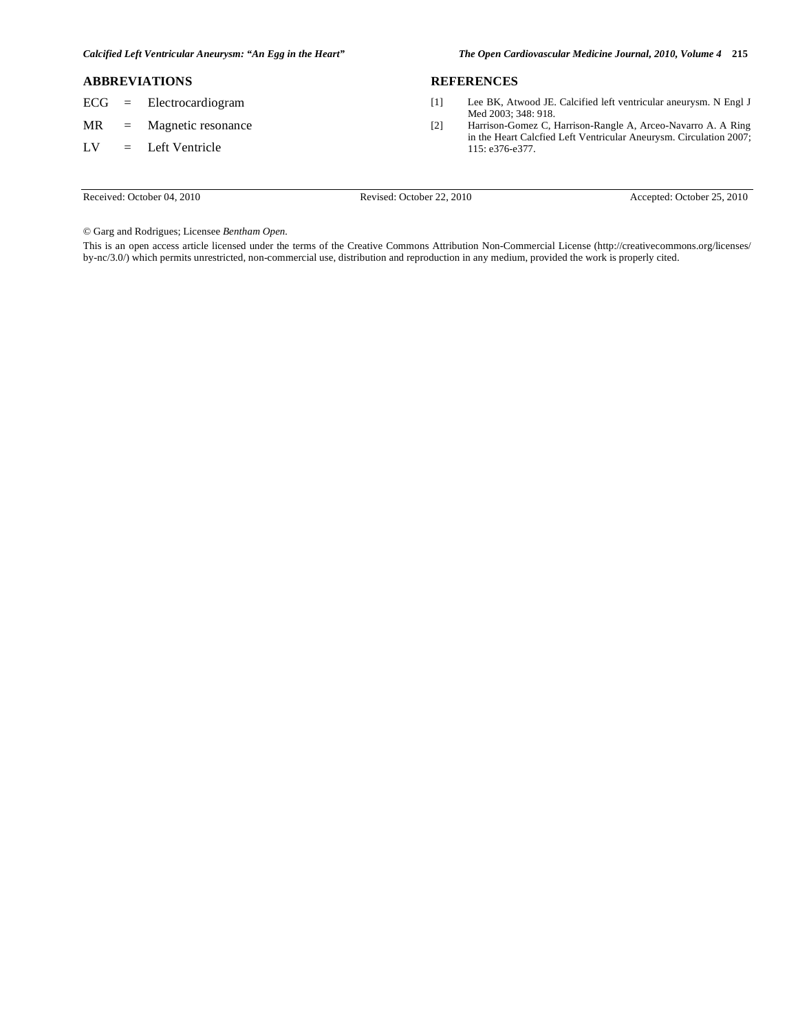## ABBREVIATIONS

ECG = Electrocardiogram

MR = Magnetic resonance

LV = Left Ventricle

## REFERENCES

[1] Lee BK, Atwood JE. Calcified left ventricular aneurysm. N Engl J Med 2003; 348: 918.

[2] Harrison-Gomez C, Harrison-Rangle A, Arceo-Navarro A. A Ring in the Heart Calcfied Left Ventricular Aneurysm. Circulation 2007; 115: e376-e377.

Received: October 04, 2010 Revised: October 22, 2010 Accepted: October 25, 2010

© Garg and Rodrigues; Licensee *Bentham Open*.

This is an open access article licensed under the terms of the Creative Commons Attribution Non-Commercial License (http://creativecommons.org/licenses/by-nc/3.0/) which permits unrestricted, non-commercial use, distribution and reproduction in any medium, provided the work is properly cited.